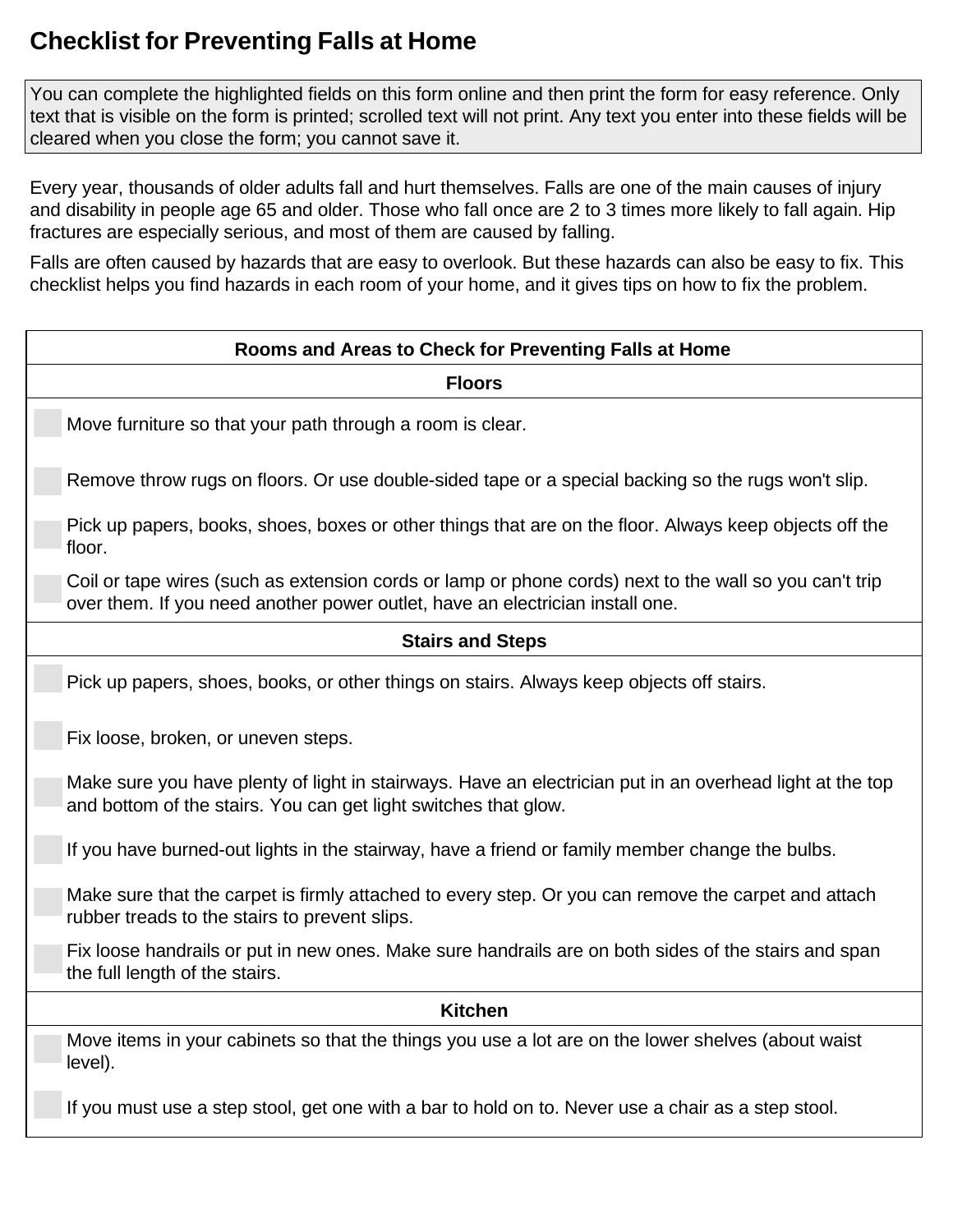# Checklist for Preventing Falls at Home

You can complete the highlighted fields on this form online and then print the form for easy reference. Only text that is visible on the form is printed; scrolled text will not print. Any text you enter into these fields will be cleared when you close the form; you cannot save it.

Every year, thousands of older adults fall and hurt themselves. Falls are one of the main causes of injury and disability in people age 65 and older. Those who fall once are 2 to 3 times more likely to fall again. Hip fractures are especially serious, and most of them are caused by falling.

Falls are often caused by hazards that are easy to overlook. But these hazards can also be easy to fix. This checklist helps you find hazards in each room of your home, and it gives tips on how to fix the problem.

## Rooms and Areas to Check for Preventing Falls at Home

### Floors

- [ ] Move furniture so that your path through a room is clear.
- [ ] Remove throw rugs on floors. Or use double-sided tape or a special backing so the rugs won't slip.
- [ ] Pick up papers, books, shoes, boxes or other things that are on the floor. Always keep objects off the floor.
- [ ] Coil or tape wires (such as extension cords or lamp or phone cords) next to the wall so you can't trip over them. If you need another power outlet, have an electrician install one.

### Stairs and Steps

- [ ] Pick up papers, shoes, books, or other things on stairs. Always keep objects off stairs.
- [ ] Fix loose, broken, or uneven steps.
- [ ] Make sure you have plenty of light in stairways. Have an electrician put in an overhead light at the top and bottom of the stairs. You can get light switches that glow.
- [ ] If you have burned-out lights in the stairway, have a friend or family member change the bulbs.
- [ ] Make sure that the carpet is firmly attached to every step. Or you can remove the carpet and attach rubber treads to the stairs to prevent slips.
- [ ] Fix loose handrails or put in new ones. Make sure handrails are on both sides of the stairs and span the full length of the stairs.

### Kitchen

- [ ] Move items in your cabinets so that the things you use a lot are on the lower shelves (about waist level).
- [ ] If you must use a step stool, get one with a bar to hold on to. Never use a chair as a step stool.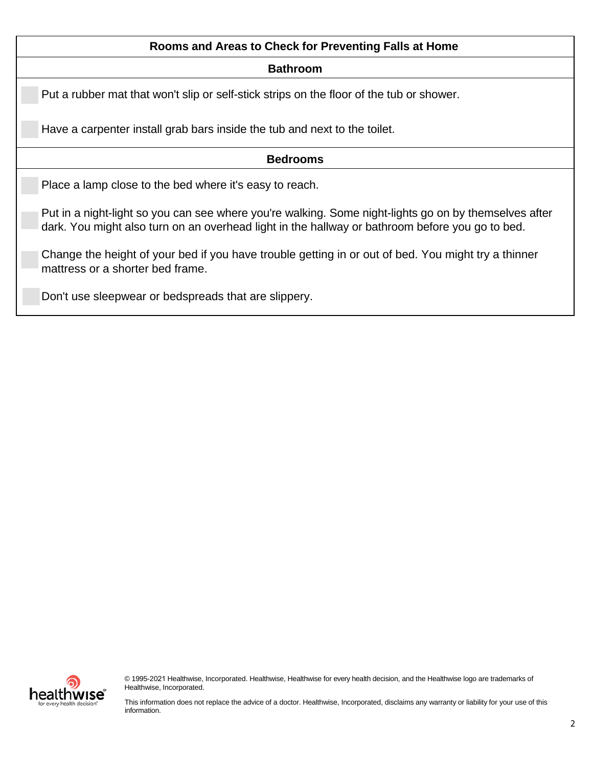## Rooms and Areas to Check for Preventing Falls at Home

### Bathroom

- Put a rubber mat that won't slip or self-stick strips on the floor of the tub or shower.
- Have a carpenter install grab bars inside the tub and next to the toilet.

### Bedrooms

- Place a lamp close to the bed where it's easy to reach.
- Put in a night-light so you can see where you're walking. Some night-lights go on by themselves after dark. You might also turn on an overhead light in the hallway or bathroom before you go to bed.
- Change the height of your bed if you have trouble getting in or out of bed. You might try a thinner mattress or a shorter bed frame.
- Don't use sleepwear or bedspreads that are slippery.

© 1995-2021 Healthwise, Incorporated. Healthwise, Healthwise for every health decision, and the Healthwise logo are trademarks of Healthwise, Incorporated.

This information does not replace the advice of a doctor. Healthwise, Incorporated, disclaims any warranty or liability for your use of this information.